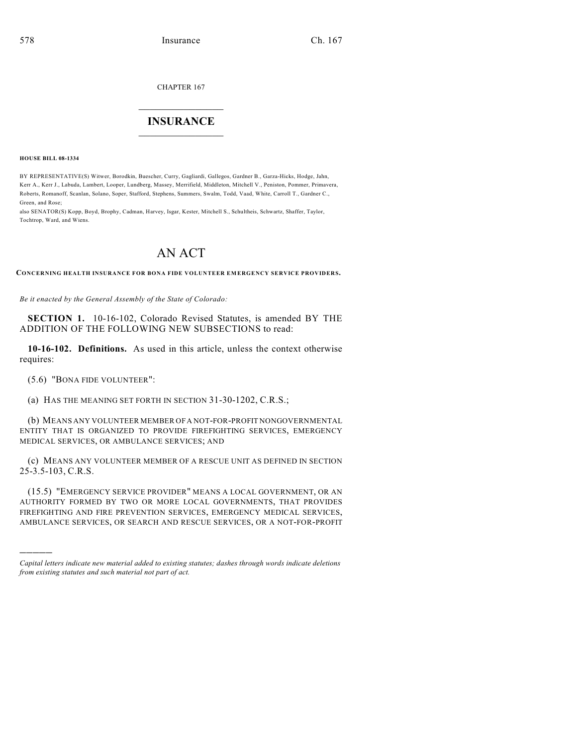CHAPTER 167

# INSURANCE

**HOUSE BILL 08-1334**

BY REPRESENTATIVE(S) Witwer, Borodkin, Buescher, Curry, Gagliardi, Gallegos, Gardner B., Garza-Hicks, Hodge, Jahn, Kerr A., Kerr J., Labuda, Lambert, Looper, Lundberg, Massey, Merrifield, Middleton, Mitchell V., Peniston, Pommer, Primavera, Roberts, Romanoff, Scanlan, Solano, Soper, Stafford, Stephens, Summers, Swalm, Todd, Vaad, White, Carroll T., Gardner C., Green, and Rose;
also SENATOR(S) Kopp, Boyd, Brophy, Cadman, Harvey, Isgar, Kester, Mitchell S., Schultheis, Schwartz, Shaffer, Taylor, Tochtrop, Ward, and Wiens.

# AN ACT

**CONCERNING HEALTH INSURANCE FOR BONA FIDE VOLUNTEER EMERGENCY SERVICE PROVIDERS.**

*Be it enacted by the General Assembly of the State of Colorado:*

**SECTION 1.** 10-16-102, Colorado Revised Statutes, is amended BY THE ADDITION OF THE FOLLOWING NEW SUBSECTIONS to read:

**10-16-102. Definitions.** As used in this article, unless the context otherwise requires:

(5.6) "BONA FIDE VOLUNTEER":

(a) HAS THE MEANING SET FORTH IN SECTION 31-30-1202, C.R.S.;

(b) MEANS ANY VOLUNTEER MEMBER OF A NOT-FOR-PROFIT NONGOVERNMENTAL ENTITY THAT IS ORGANIZED TO PROVIDE FIREFIGHTING SERVICES, EMERGENCY MEDICAL SERVICES, OR AMBULANCE SERVICES; AND

(c) MEANS ANY VOLUNTEER MEMBER OF A RESCUE UNIT AS DEFINED IN SECTION 25-3.5-103, C.R.S.

(15.5) "EMERGENCY SERVICE PROVIDER" MEANS A LOCAL GOVERNMENT, OR AN AUTHORITY FORMED BY TWO OR MORE LOCAL GOVERNMENTS, THAT PROVIDES FIREFIGHTING AND FIRE PREVENTION SERVICES, EMERGENCY MEDICAL SERVICES, AMBULANCE SERVICES, OR SEARCH AND RESCUE SERVICES, OR A NOT-FOR-PROFIT

---

*Capital letters indicate new material added to existing statutes; dashes through words indicate deletions from existing statutes and such material not part of act.*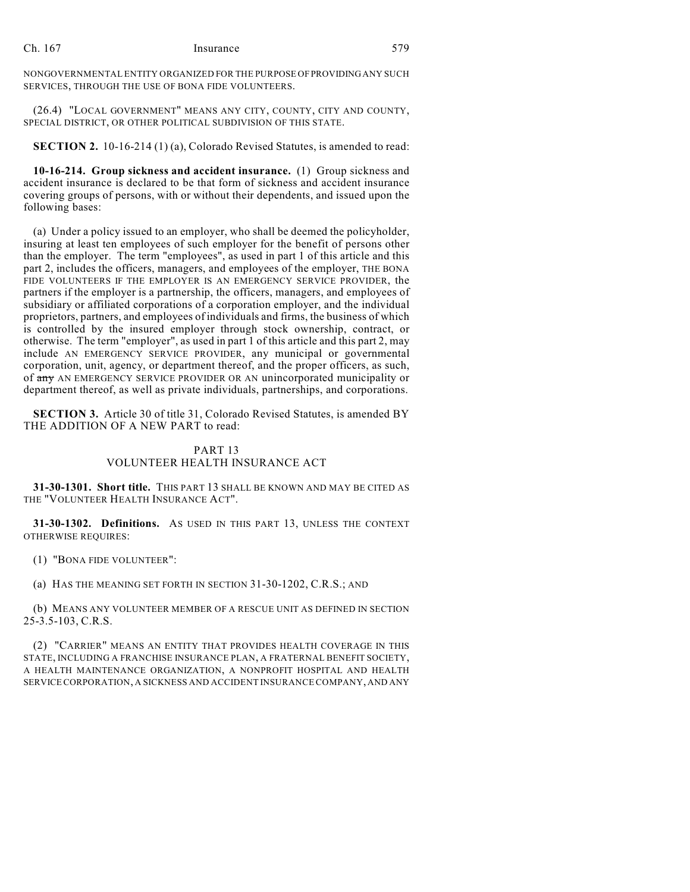NONGOVERNMENTAL ENTITY ORGANIZED FOR THE PURPOSE OF PROVIDING ANY SUCH SERVICES, THROUGH THE USE OF BONA FIDE VOLUNTEERS.

(26.4) "LOCAL GOVERNMENT" MEANS ANY CITY, COUNTY, CITY AND COUNTY, SPECIAL DISTRICT, OR OTHER POLITICAL SUBDIVISION OF THIS STATE.

**SECTION 2.** 10-16-214 (1) (a), Colorado Revised Statutes, is amended to read:

**10-16-214. Group sickness and accident insurance.** (1) Group sickness and accident insurance is declared to be that form of sickness and accident insurance covering groups of persons, with or without their dependents, and issued upon the following bases:

(a) Under a policy issued to an employer, who shall be deemed the policyholder, insuring at least ten employees of such employer for the benefit of persons other than the employer. The term "employees", as used in part 1 of this article and this part 2, includes the officers, managers, and employees of the employer, THE BONA FIDE VOLUNTEERS IF THE EMPLOYER IS AN EMERGENCY SERVICE PROVIDER, the partners if the employer is a partnership, the officers, managers, and employees of subsidiary or affiliated corporations of a corporation employer, and the individual proprietors, partners, and employees of individuals and firms, the business of which is controlled by the insured employer through stock ownership, contract, or otherwise. The term "employer", as used in part 1 of this article and this part 2, may include AN EMERGENCY SERVICE PROVIDER, any municipal or governmental corporation, unit, agency, or department thereof, and the proper officers, as such, of ~~any~~ AN EMERGENCY SERVICE PROVIDER OR AN unincorporated municipality or department thereof, as well as private individuals, partnerships, and corporations.

**SECTION 3.** Article 30 of title 31, Colorado Revised Statutes, is amended BY THE ADDITION OF A NEW PART to read:

PART 13
VOLUNTEER HEALTH INSURANCE ACT

**31-30-1301. Short title.** THIS PART 13 SHALL BE KNOWN AND MAY BE CITED AS THE "VOLUNTEER HEALTH INSURANCE ACT".

**31-30-1302. Definitions.** AS USED IN THIS PART 13, UNLESS THE CONTEXT OTHERWISE REQUIRES:

(1) "BONA FIDE VOLUNTEER":

(a) HAS THE MEANING SET FORTH IN SECTION 31-30-1202, C.R.S.; AND

(b) MEANS ANY VOLUNTEER MEMBER OF A RESCUE UNIT AS DEFINED IN SECTION 25-3.5-103, C.R.S.

(2) "CARRIER" MEANS AN ENTITY THAT PROVIDES HEALTH COVERAGE IN THIS STATE, INCLUDING A FRANCHISE INSURANCE PLAN, A FRATERNAL BENEFIT SOCIETY, A HEALTH MAINTENANCE ORGANIZATION, A NONPROFIT HOSPITAL AND HEALTH SERVICE CORPORATION, A SICKNESS AND ACCIDENT INSURANCE COMPANY, AND ANY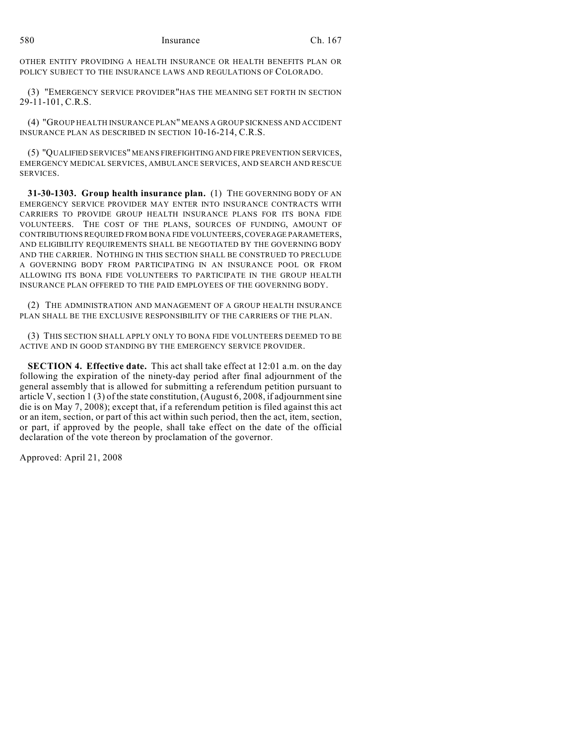OTHER ENTITY PROVIDING A HEALTH INSURANCE OR HEALTH BENEFITS PLAN OR POLICY SUBJECT TO THE INSURANCE LAWS AND REGULATIONS OF COLORADO.

(3) "EMERGENCY SERVICE PROVIDER"HAS THE MEANING SET FORTH IN SECTION 29-11-101, C.R.S.

(4) "GROUP HEALTH INSURANCE PLAN" MEANS A GROUP SICKNESS AND ACCIDENT INSURANCE PLAN AS DESCRIBED IN SECTION 10-16-214, C.R.S.

(5) "QUALIFIED SERVICES" MEANS FIREFIGHTING AND FIRE PREVENTION SERVICES, EMERGENCY MEDICAL SERVICES, AMBULANCE SERVICES, AND SEARCH AND RESCUE SERVICES.

**31-30-1303. Group health insurance plan.** (1) THE GOVERNING BODY OF AN EMERGENCY SERVICE PROVIDER MAY ENTER INTO INSURANCE CONTRACTS WITH CARRIERS TO PROVIDE GROUP HEALTH INSURANCE PLANS FOR ITS BONA FIDE VOLUNTEERS. THE COST OF THE PLANS, SOURCES OF FUNDING, AMOUNT OF CONTRIBUTIONS REQUIRED FROM BONA FIDE VOLUNTEERS, COVERAGE PARAMETERS, AND ELIGIBILITY REQUIREMENTS SHALL BE NEGOTIATED BY THE GOVERNING BODY AND THE CARRIER. NOTHING IN THIS SECTION SHALL BE CONSTRUED TO PRECLUDE A GOVERNING BODY FROM PARTICIPATING IN AN INSURANCE POOL OR FROM ALLOWING ITS BONA FIDE VOLUNTEERS TO PARTICIPATE IN THE GROUP HEALTH INSURANCE PLAN OFFERED TO THE PAID EMPLOYEES OF THE GOVERNING BODY.

(2) THE ADMINISTRATION AND MANAGEMENT OF A GROUP HEALTH INSURANCE PLAN SHALL BE THE EXCLUSIVE RESPONSIBILITY OF THE CARRIERS OF THE PLAN.

(3) THIS SECTION SHALL APPLY ONLY TO BONA FIDE VOLUNTEERS DEEMED TO BE ACTIVE AND IN GOOD STANDING BY THE EMERGENCY SERVICE PROVIDER.

**SECTION 4. Effective date.** This act shall take effect at 12:01 a.m. on the day following the expiration of the ninety-day period after final adjournment of the general assembly that is allowed for submitting a referendum petition pursuant to article V, section 1 (3) of the state constitution, (August 6, 2008, if adjournment sine die is on May 7, 2008); except that, if a referendum petition is filed against this act or an item, section, or part of this act within such period, then the act, item, section, or part, if approved by the people, shall take effect on the date of the official declaration of the vote thereon by proclamation of the governor.

Approved: April 21, 2008